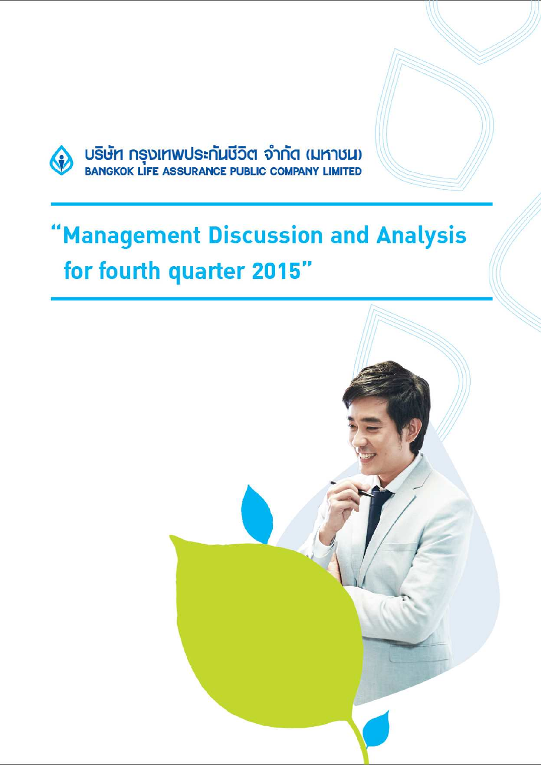บริษัท กรุงเทพประกันชีวิต จำกัด (มหาชน)

BANGKOK LIFE ASSURANCE PUBLIC COMPANY LIMITED

# "Management Discussion and Analysis for fourth quarter 2015"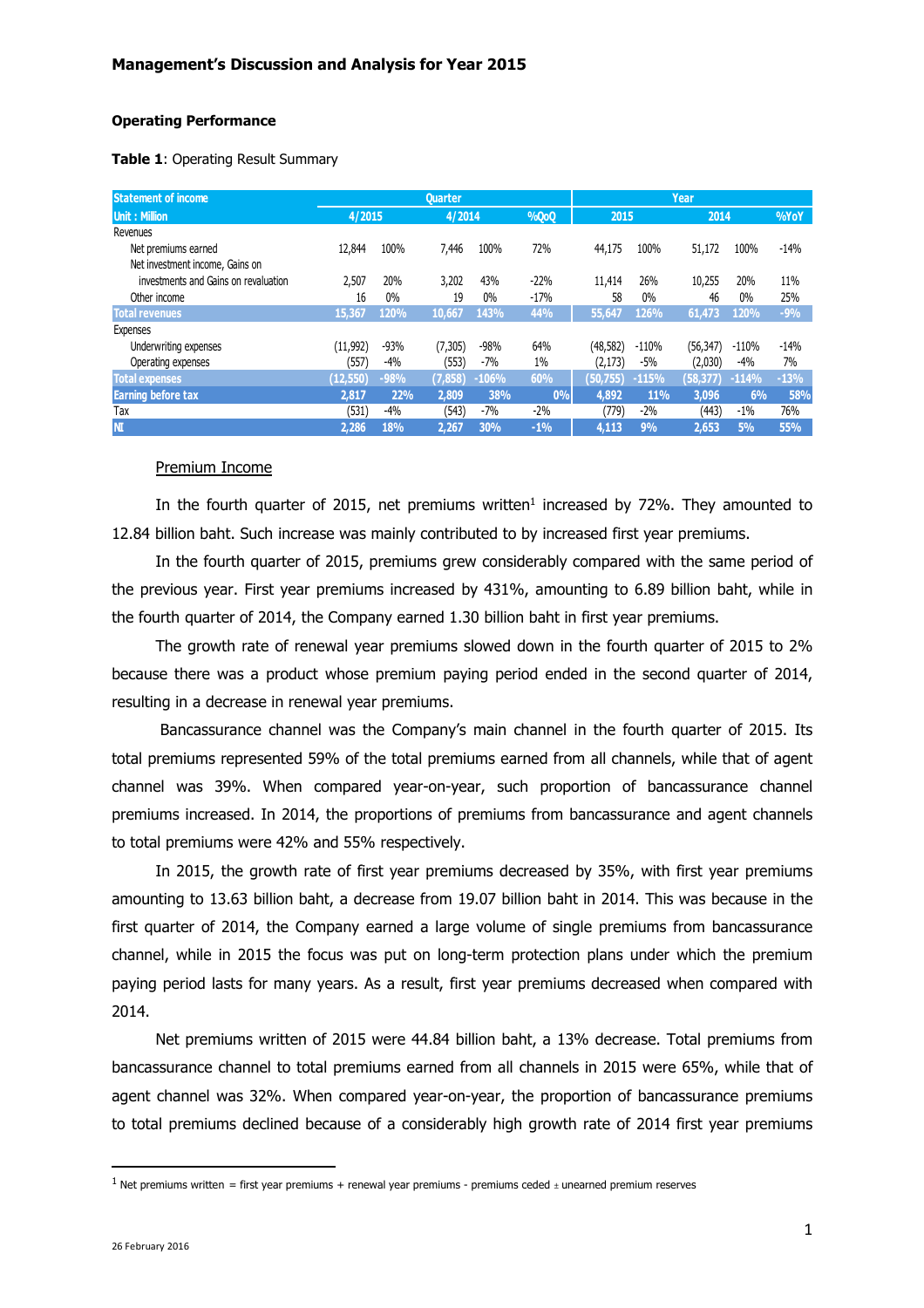**Management's Discussion and Analysis for Year 2015**

**Operating Performance**

**Table 1**: Operating Result Summary

| Statement of income | Quarter | | | | | Year | | | | |
|---|---|---|---|---|---|---|---|---|---|---|
| Unit : Million | 4/2015 | | 4/2014 | | %QoQ | 2015 | | 2014 | | %YoY |
| Revenues | | | | | | | | | | |
| Net premiums earned | 12,844 | 100% | 7,446 | 100% | 72% | 44,175 | 100% | 51,172 | 100% | -14% |
| Net investment income, Gains on investments and Gains on revaluation | 2,507 | 20% | 3,202 | 43% | -22% | 11,414 | 26% | 10,255 | 20% | 11% |
| Other income | 16 | 0% | 19 | 0% | -17% | 58 | 0% | 46 | 0% | 25% |
| **Total revenues** | **15,367** | **120%** | **10,667** | **143%** | **44%** | **55,647** | **126%** | **61,473** | **120%** | **-9%** |
| Expenses | | | | | | | | | | |
| Underwriting expenses | (11,992) | -93% | (7,305) | -98% | 64% | (48,582) | -110% | (56,347) | -110% | -14% |
| Operating expenses | (557) | -4% | (553) | -7% | 1% | (2,173) | -5% | (2,030) | -4% | 7% |
| **Total expenses** | **(12,550)** | **-98%** | **(7,858)** | **-106%** | **60%** | **(50,755)** | **-115%** | **(58,377)** | **-114%** | **-13%** |
| **Earning before tax** | **2,817** | **22%** | **2,809** | **38%** | **0%** | **4,892** | **11%** | **3,096** | **6%** | **58%** |
| Tax | (531) | -4% | (543) | -7% | -2% | (779) | -2% | (443) | -1% | 76% |
| **NI** | **2,286** | **18%** | **2,267** | **30%** | **-1%** | **4,113** | **9%** | **2,653** | **5%** | **55%** |

Premium Income

In the fourth quarter of 2015, net premiums written[1] increased by 72%. They amounted to 12.84 billion baht. Such increase was mainly contributed to by increased first year premiums.

In the fourth quarter of 2015, premiums grew considerably compared with the same period of the previous year. First year premiums increased by 431%, amounting to 6.89 billion baht, while in the fourth quarter of 2014, the Company earned 1.30 billion baht in first year premiums.

The growth rate of renewal year premiums slowed down in the fourth quarter of 2015 to 2% because there was a product whose premium paying period ended in the second quarter of 2014, resulting in a decrease in renewal year premiums.

Bancassurance channel was the Company's main channel in the fourth quarter of 2015. Its total premiums represented 59% of the total premiums earned from all channels, while that of agent channel was 39%. When compared year-on-year, such proportion of bancassurance channel premiums increased. In 2014, the proportions of premiums from bancassurance and agent channels to total premiums were 42% and 55% respectively.

In 2015, the growth rate of first year premiums decreased by 35%, with first year premiums amounting to 13.63 billion baht, a decrease from 19.07 billion baht in 2014. This was because in the first quarter of 2014, the Company earned a large volume of single premiums from bancassurance channel, while in 2015 the focus was put on long-term protection plans under which the premium paying period lasts for many years. As a result, first year premiums decreased when compared with 2014.

Net premiums written of 2015 were 44.84 billion baht, a 13% decrease. Total premiums from bancassurance channel to total premiums earned from all channels in 2015 were 65%, while that of agent channel was 32%. When compared year-on-year, the proportion of bancassurance premiums to total premiums declined because of a considerably high growth rate of 2014 first year premiums

[1] Net premiums written = first year premiums + renewal year premiums - premiums ceded ± unearned premium reserves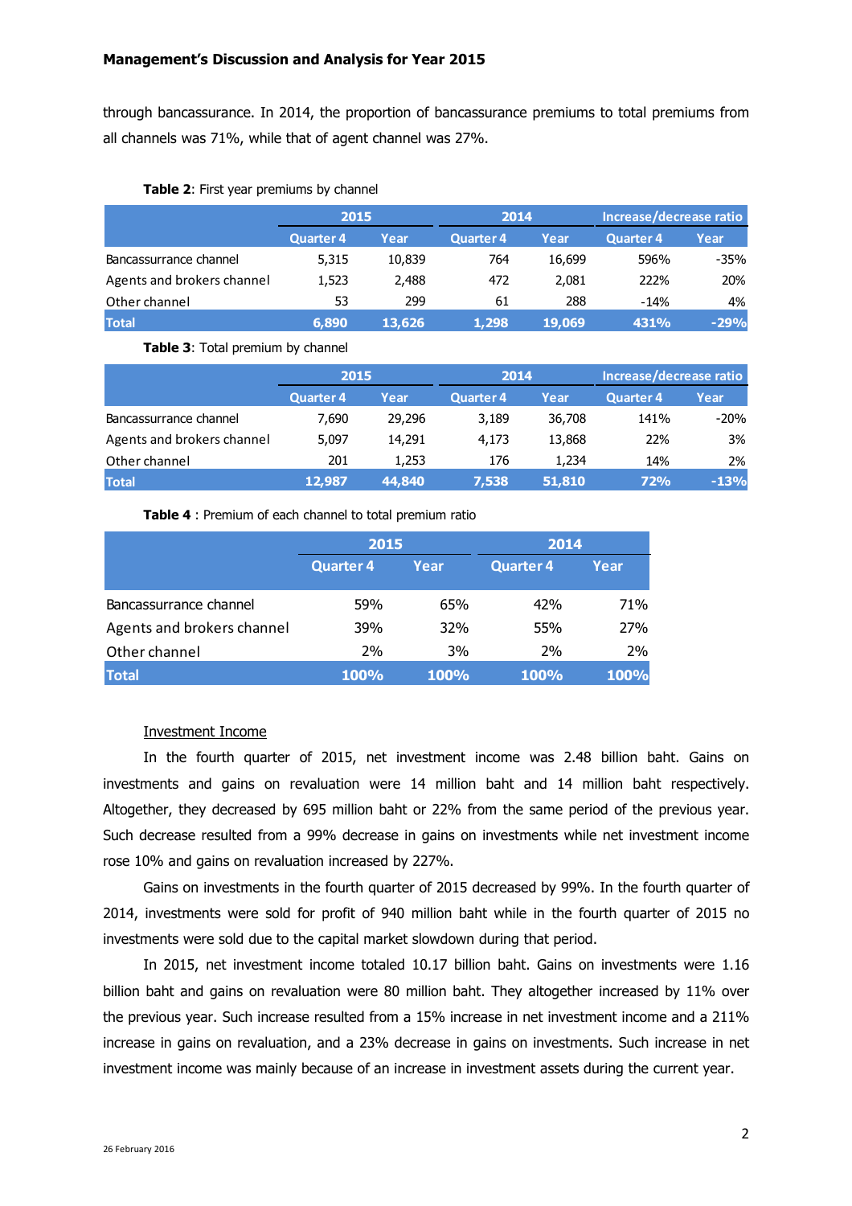through bancassurance. In 2014, the proportion of bancassurance premiums to total premiums from all channels was 71%, while that of agent channel was 27%.

**Table 2**: First year premiums by channel

| | 2015 | | 2014 | | Increase/decrease ratio | |
|---|---|---|---|---|---|---|
| | Quarter 4 | Year | Quarter 4 | Year | Quarter 4 | Year |
| Bancassurrance channel | 5,315 | 10,839 | 764 | 16,699 | 596% | -35% |
| Agents and brokers channel | 1,523 | 2,488 | 472 | 2,081 | 222% | 20% |
| Other channel | 53 | 299 | 61 | 288 | -14% | 4% |
| **Total** | **6,890** | **13,626** | **1,298** | **19,069** | **431%** | **-29%** |

**Table 3**: Total premium by channel

| | 2015 | | 2014 | | Increase/decrease ratio | |
|---|---|---|---|---|---|---|
| | Quarter 4 | Year | Quarter 4 | Year | Quarter 4 | Year |
| Bancassurrance channel | 7,690 | 29,296 | 3,189 | 36,708 | 141% | -20% |
| Agents and brokers channel | 5,097 | 14,291 | 4,173 | 13,868 | 22% | 3% |
| Other channel | 201 | 1,253 | 176 | 1,234 | 14% | 2% |
| **Total** | **12,987** | **44,840** | **7,538** | **51,810** | **72%** | **-13%** |

**Table 4** : Premium of each channel to total premium ratio

| | 2015 | | 2014 | |
|---|---|---|---|---|
| | Quarter 4 | Year | Quarter 4 | Year |
| Bancassurrance channel | 59% | 65% | 42% | 71% |
| Agents and brokers channel | 39% | 32% | 55% | 27% |
| Other channel | 2% | 3% | 2% | 2% |
| **Total** | **100%** | **100%** | **100%** | **100%** |

Investment Income

In the fourth quarter of 2015, net investment income was 2.48 billion baht. Gains on investments and gains on revaluation were 14 million baht and 14 million baht respectively. Altogether, they decreased by 695 million baht or 22% from the same period of the previous year. Such decrease resulted from a 99% decrease in gains on investments while net investment income rose 10% and gains on revaluation increased by 227%.

Gains on investments in the fourth quarter of 2015 decreased by 99%. In the fourth quarter of 2014, investments were sold for profit of 940 million baht while in the fourth quarter of 2015 no investments were sold due to the capital market slowdown during that period.

In 2015, net investment income totaled 10.17 billion baht. Gains on investments were 1.16 billion baht and gains on revaluation were 80 million baht. They altogether increased by 11% over the previous year. Such increase resulted from a 15% increase in net investment income and a 211% increase in gains on revaluation, and a 23% decrease in gains on investments. Such increase in net investment income was mainly because of an increase in investment assets during the current year.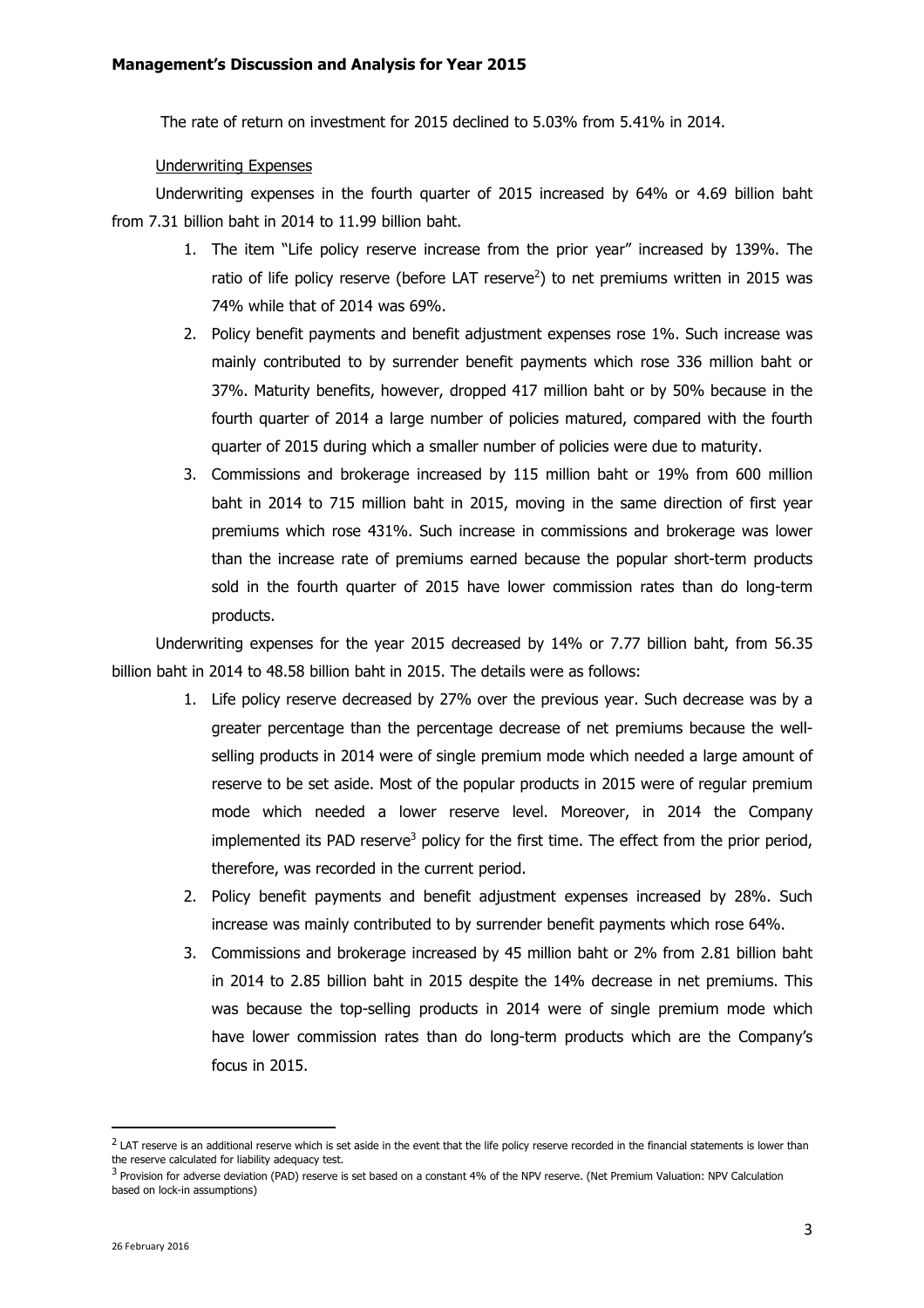The rate of return on investment for 2015 declined to 5.03% from 5.41% in 2014.

Underwriting Expenses

Underwriting expenses in the fourth quarter of 2015 increased by 64% or 4.69 billion baht from 7.31 billion baht in 2014 to 11.99 billion baht.

1. The item "Life policy reserve increase from the prior year" increased by 139%. The ratio of life policy reserve (before LAT reserve[2]) to net premiums written in 2015 was 74% while that of 2014 was 69%.
2. Policy benefit payments and benefit adjustment expenses rose 1%. Such increase was mainly contributed to by surrender benefit payments which rose 336 million baht or 37%. Maturity benefits, however, dropped 417 million baht or by 50% because in the fourth quarter of 2014 a large number of policies matured, compared with the fourth quarter of 2015 during which a smaller number of policies were due to maturity.
3. Commissions and brokerage increased by 115 million baht or 19% from 600 million baht in 2014 to 715 million baht in 2015, moving in the same direction of first year premiums which rose 431%. Such increase in commissions and brokerage was lower than the increase rate of premiums earned because the popular short-term products sold in the fourth quarter of 2015 have lower commission rates than do long-term products.

Underwriting expenses for the year 2015 decreased by 14% or 7.77 billion baht, from 56.35 billion baht in 2014 to 48.58 billion baht in 2015. The details were as follows:

1. Life policy reserve decreased by 27% over the previous year. Such decrease was by a greater percentage than the percentage decrease of net premiums because the well-selling products in 2014 were of single premium mode which needed a large amount of reserve to be set aside. Most of the popular products in 2015 were of regular premium mode which needed a lower reserve level. Moreover, in 2014 the Company implemented its PAD reserve[3] policy for the first time. The effect from the prior period, therefore, was recorded in the current period.
2. Policy benefit payments and benefit adjustment expenses increased by 28%. Such increase was mainly contributed to by surrender benefit payments which rose 64%.
3. Commissions and brokerage increased by 45 million baht or 2% from 2.81 billion baht in 2014 to 2.85 billion baht in 2015 despite the 14% decrease in net premiums. This was because the top-selling products in 2014 were of single premium mode which have lower commission rates than do long-term products which are the Company's focus in 2015.

---

[2] LAT reserve is an additional reserve which is set aside in the event that the life policy reserve recorded in the financial statements is lower than the reserve calculated for liability adequacy test.

[3] Provision for adverse deviation (PAD) reserve is set based on a constant 4% of the NPV reserve. (Net Premium Valuation: NPV Calculation based on lock-in assumptions)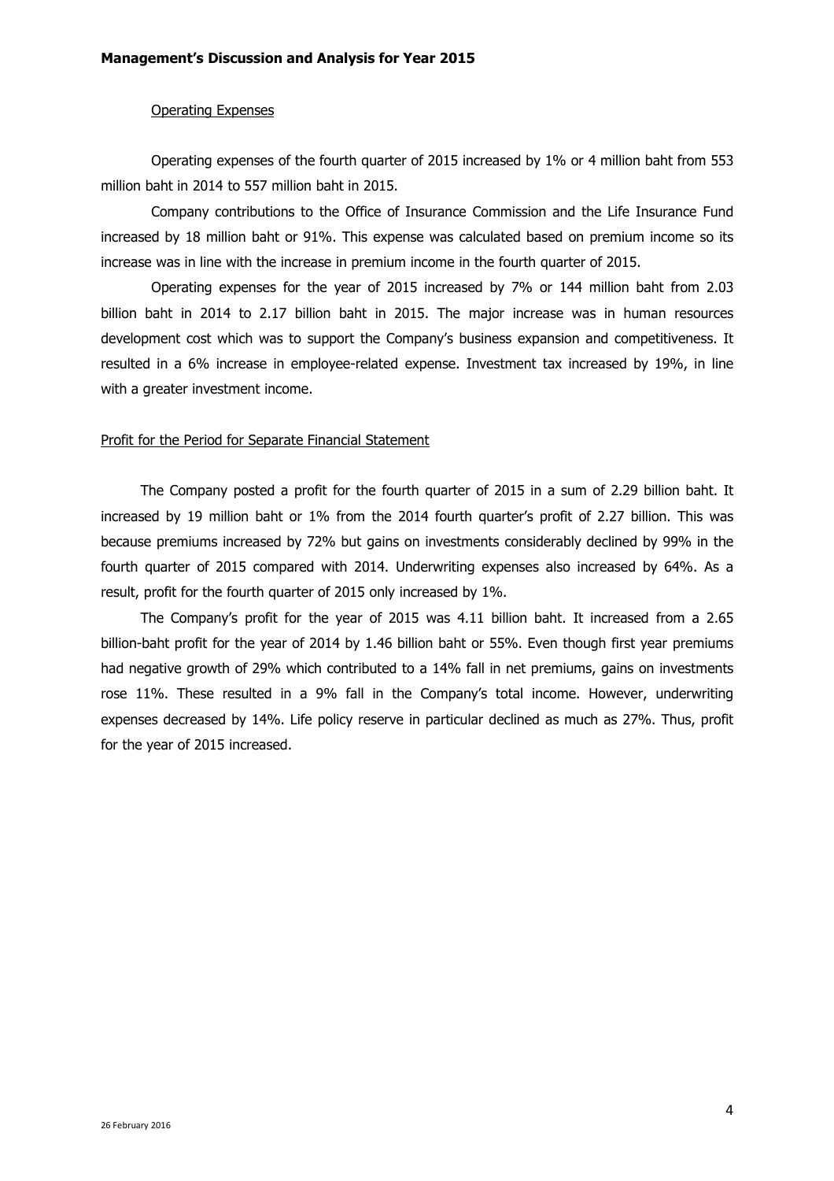Operating Expenses

Operating expenses of the fourth quarter of 2015 increased by 1% or 4 million baht from 553 million baht in 2014 to 557 million baht in 2015.

Company contributions to the Office of Insurance Commission and the Life Insurance Fund increased by 18 million baht or 91%. This expense was calculated based on premium income so its increase was in line with the increase in premium income in the fourth quarter of 2015.

Operating expenses for the year of 2015 increased by 7% or 144 million baht from 2.03 billion baht in 2014 to 2.17 billion baht in 2015. The major increase was in human resources development cost which was to support the Company's business expansion and competitiveness. It resulted in a 6% increase in employee-related expense. Investment tax increased by 19%, in line with a greater investment income.

Profit for the Period for Separate Financial Statement

The Company posted a profit for the fourth quarter of 2015 in a sum of 2.29 billion baht. It increased by 19 million baht or 1% from the 2014 fourth quarter's profit of 2.27 billion. This was because premiums increased by 72% but gains on investments considerably declined by 99% in the fourth quarter of 2015 compared with 2014. Underwriting expenses also increased by 64%. As a result, profit for the fourth quarter of 2015 only increased by 1%.

The Company's profit for the year of 2015 was 4.11 billion baht. It increased from a 2.65 billion-baht profit for the year of 2014 by 1.46 billion baht or 55%. Even though first year premiums had negative growth of 29% which contributed to a 14% fall in net premiums, gains on investments rose 11%. These resulted in a 9% fall in the Company's total income. However, underwriting expenses decreased by 14%. Life policy reserve in particular declined as much as 27%. Thus, profit for the year of 2015 increased.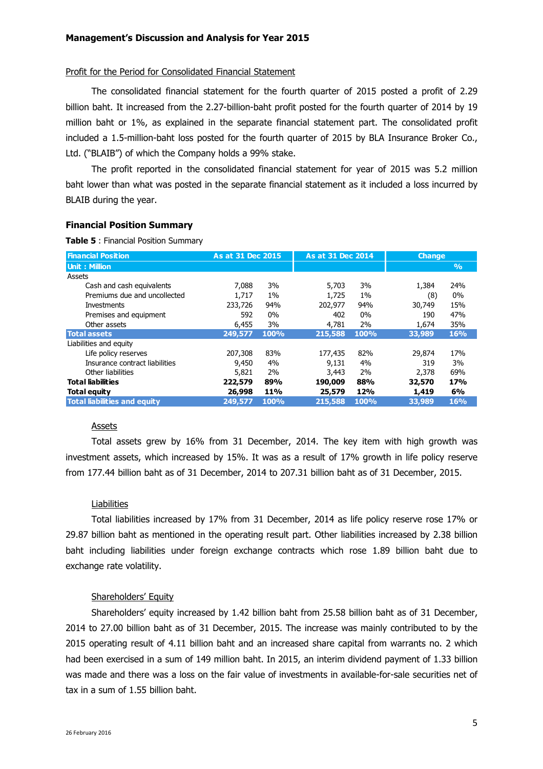**Management's Discussion and Analysis for Year 2015**

Profit for the Period for Consolidated Financial Statement

The consolidated financial statement for the fourth quarter of 2015 posted a profit of 2.29 billion baht. It increased from the 2.27-billion-baht profit posted for the fourth quarter of 2014 by 19 million baht or 1%, as explained in the separate financial statement part. The consolidated profit included a 1.5-million-baht loss posted for the fourth quarter of 2015 by BLA Insurance Broker Co., Ltd. ("BLAIB") of which the Company holds a 99% stake.

The profit reported in the consolidated financial statement for year of 2015 was 5.2 million baht lower than what was posted in the separate financial statement as it included a loss incurred by BLAIB during the year.

## Financial Position Summary

**Table 5** : Financial Position Summary

| Financial Position | As at 31 Dec 2015 | | As at 31 Dec 2014 | | Change | |
|---|---|---|---|---|---|---|
| Unit : Million | | | | | | % |
| Assets | | | | | | |
| Cash and cash equivalents | 7,088 | 3% | 5,703 | 3% | 1,384 | 24% |
| Premiums due and uncollected | 1,717 | 1% | 1,725 | 1% | (8) | 0% |
| Investments | 233,726 | 94% | 202,977 | 94% | 30,749 | 15% |
| Premises and equipment | 592 | 0% | 402 | 0% | 190 | 47% |
| Other assets | 6,455 | 3% | 4,781 | 2% | 1,674 | 35% |
| **Total assets** | **249,577** | **100%** | **215,588** | **100%** | **33,989** | **16%** |
| Liabilities and equity | | | | | | |
| Life policy reserves | 207,308 | 83% | 177,435 | 82% | 29,874 | 17% |
| Insurance contract liabilities | 9,450 | 4% | 9,131 | 4% | 319 | 3% |
| Other liabilities | 5,821 | 2% | 3,443 | 2% | 2,378 | 69% |
| **Total liabilities** | **222,579** | **89%** | **190,009** | **88%** | **32,570** | **17%** |
| **Total equity** | **26,998** | **11%** | **25,579** | **12%** | **1,419** | **6%** |
| **Total liabilities and equity** | **249,577** | **100%** | **215,588** | **100%** | **33,989** | **16%** |

Assets

Total assets grew by 16% from 31 December, 2014. The key item with high growth was investment assets, which increased by 15%. It was as a result of 17% growth in life policy reserve from 177.44 billion baht as of 31 December, 2014 to 207.31 billion baht as of 31 December, 2015.

Liabilities

Total liabilities increased by 17% from 31 December, 2014 as life policy reserve rose 17% or 29.87 billion baht as mentioned in the operating result part. Other liabilities increased by 2.38 billion baht including liabilities under foreign exchange contracts which rose 1.89 billion baht due to exchange rate volatility.

Shareholders' Equity

Shareholders' equity increased by 1.42 billion baht from 25.58 billion baht as of 31 December, 2014 to 27.00 billion baht as of 31 December, 2015. The increase was mainly contributed to by the 2015 operating result of 4.11 billion baht and an increased share capital from warrants no. 2 which had been exercised in a sum of 149 million baht. In 2015, an interim dividend payment of 1.33 billion was made and there was a loss on the fair value of investments in available-for-sale securities net of tax in a sum of 1.55 billion baht.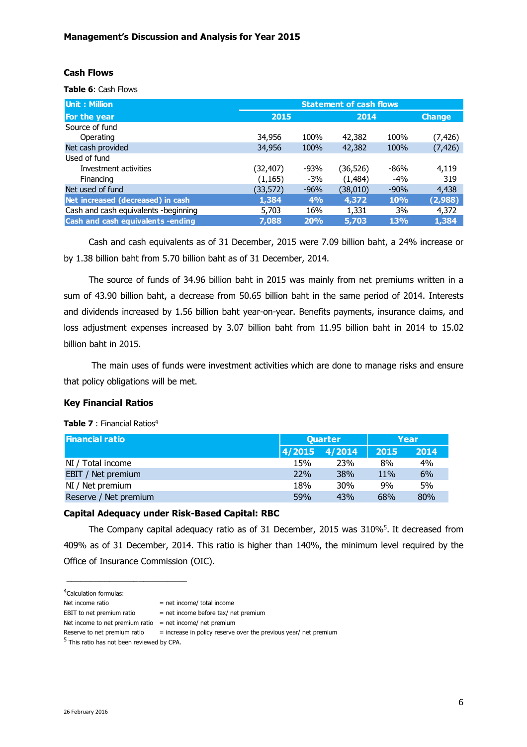**Management's Discussion and Analysis for Year 2015**

### Cash Flows

**Table 6**: Cash Flows

| Unit : Million | Statement of cash flows | | | | |
|---|---|---|---|---|---|
| For the year | 2015 | | 2014 | | Change |
| Source of fund | | | | | |
| Operating | 34,956 | 100% | 42,382 | 100% | (7,426) |
| Net cash provided | 34,956 | 100% | 42,382 | 100% | (7,426) |
| Used of fund | | | | | |
| Investment activities | (32,407) | -93% | (36,526) | -86% | 4,119 |
| Financing | (1,165) | -3% | (1,484) | -4% | 319 |
| Net used of fund | (33,572) | -96% | (38,010) | -90% | 4,438 |
| **Net increased (decreased) in cash** | **1,384** | **4%** | **4,372** | **10%** | **(2,988)** |
| Cash and cash equivalents -beginning | 5,703 | 16% | 1,331 | 3% | 4,372 |
| **Cash and cash equivalents -ending** | **7,088** | **20%** | **5,703** | **13%** | **1,384** |

Cash and cash equivalents as of 31 December, 2015 were 7.09 billion baht, a 24% increase or by 1.38 billion baht from 5.70 billion baht as of 31 December, 2014.

The source of funds of 34.96 billion baht in 2015 was mainly from net premiums written in a sum of 43.90 billion baht, a decrease from 50.65 billion baht in the same period of 2014. Interests and dividends increased by 1.56 billion baht year-on-year. Benefits payments, insurance claims, and loss adjustment expenses increased by 3.07 billion baht from 11.95 billion baht in 2014 to 15.02 billion baht in 2015.

The main uses of funds were investment activities which are done to manage risks and ensure that policy obligations will be met.

### Key Financial Ratios

**Table 7** : Financial Ratios[4]

| Financial ratio | Quarter | | Year | |
|---|---|---|---|---|
| | 4/2015 | 4/2014 | 2015 | 2014 |
| NI / Total income | 15% | 23% | 8% | 4% |
| EBIT / Net premium | 22% | 38% | 11% | 6% |
| NI / Net premium | 18% | 30% | 9% | 5% |
| Reserve / Net premium | 59% | 43% | 68% | 80% |

### Capital Adequacy under Risk-Based Capital: RBC

The Company capital adequacy ratio as of 31 December, 2015 was 310%[5]. It decreased from 409% as of 31 December, 2014. This ratio is higher than 140%, the minimum level required by the Office of Insurance Commission (OIC).

---

[4]Calculation formulas:

| | |
|---|---|
| Net income ratio | = net income/ total income |
| EBIT to net premium ratio | = net income before tax/ net premium |
| Net income to net premium ratio | = net income/ net premium |
| Reserve to net premium ratio | = increase in policy reserve over the previous year/ net premium |

[5] This ratio has not been reviewed by CPA.

26 February 2016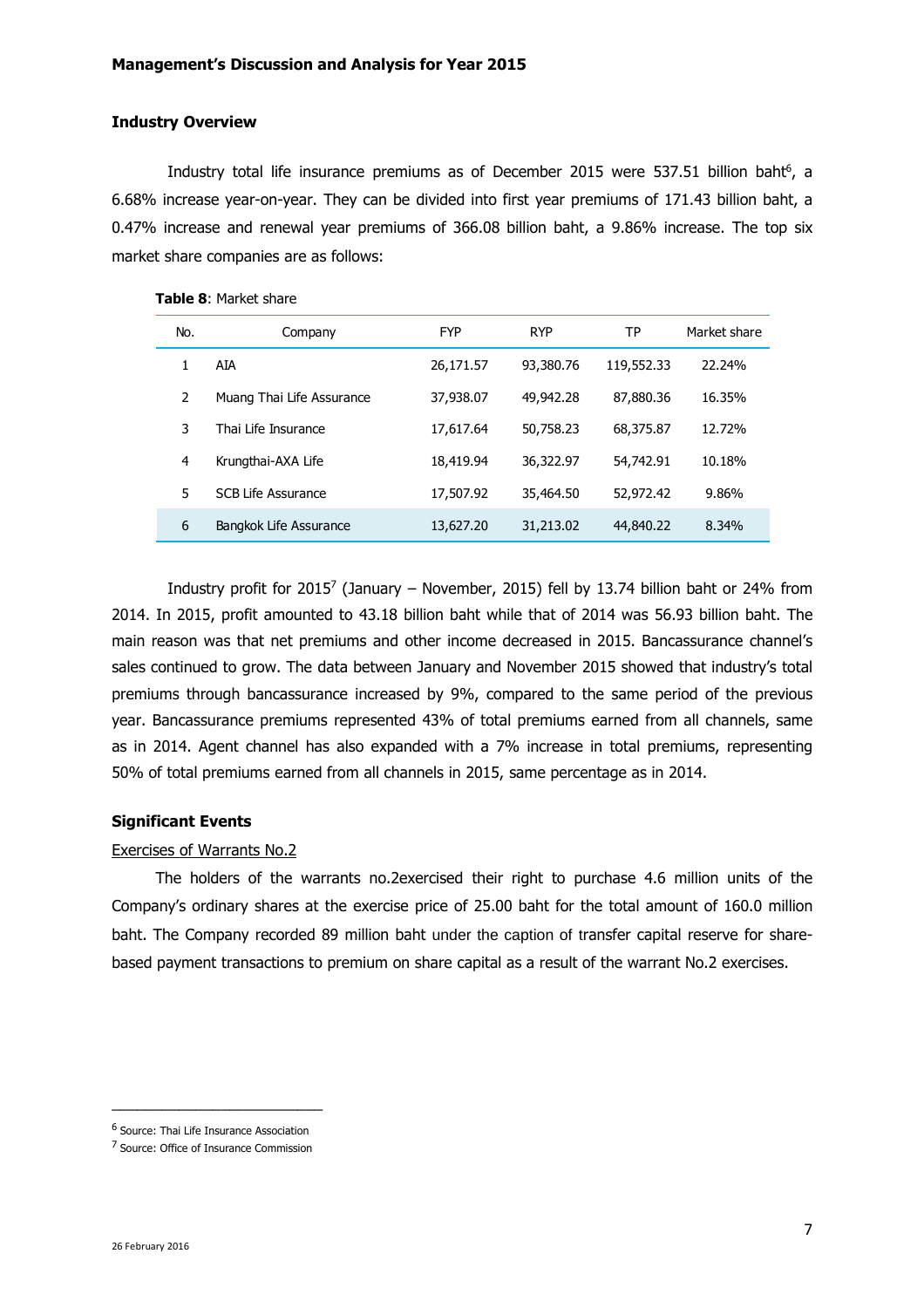## Industry Overview

Industry total life insurance premiums as of December 2015 were 537.51 billion baht[6], a 6.68% increase year-on-year. They can be divided into first year premiums of 171.43 billion baht, a 0.47% increase and renewal year premiums of 366.08 billion baht, a 9.86% increase. The top six market share companies are as follows:

**Table 8**: Market share

| No. | Company | FYP | RYP | TP | Market share |
|---|---|---|---|---|---|
| 1 | AIA | 26,171.57 | 93,380.76 | 119,552.33 | 22.24% |
| 2 | Muang Thai Life Assurance | 37,938.07 | 49,942.28 | 87,880.36 | 16.35% |
| 3 | Thai Life Insurance | 17,617.64 | 50,758.23 | 68,375.87 | 12.72% |
| 4 | Krungthai-AXA Life | 18,419.94 | 36,322.97 | 54,742.91 | 10.18% |
| 5 | SCB Life Assurance | 17,507.92 | 35,464.50 | 52,972.42 | 9.86% |
| 6 | Bangkok Life Assurance | 13,627.20 | 31,213.02 | 44,840.22 | 8.34% |

Industry profit for 2015[7] (January – November, 2015) fell by 13.74 billion baht or 24% from 2014. In 2015, profit amounted to 43.18 billion baht while that of 2014 was 56.93 billion baht. The main reason was that net premiums and other income decreased in 2015. Bancassurance channel's sales continued to grow. The data between January and November 2015 showed that industry's total premiums through bancassurance increased by 9%, compared to the same period of the previous year. Bancassurance premiums represented 43% of total premiums earned from all channels, same as in 2014. Agent channel has also expanded with a 7% increase in total premiums, representing 50% of total premiums earned from all channels in 2015, same percentage as in 2014.

## Significant Events

Exercises of Warrants No.2

The holders of the warrants no.2exercised their right to purchase 4.6 million units of the Company's ordinary shares at the exercise price of 25.00 baht for the total amount of 160.0 million baht. The Company recorded 89 million baht under the caption of transfer capital reserve for share-based payment transactions to premium on share capital as a result of the warrant No.2 exercises.

---

[6] Source: Thai Life Insurance Association

[7] Source: Office of Insurance Commission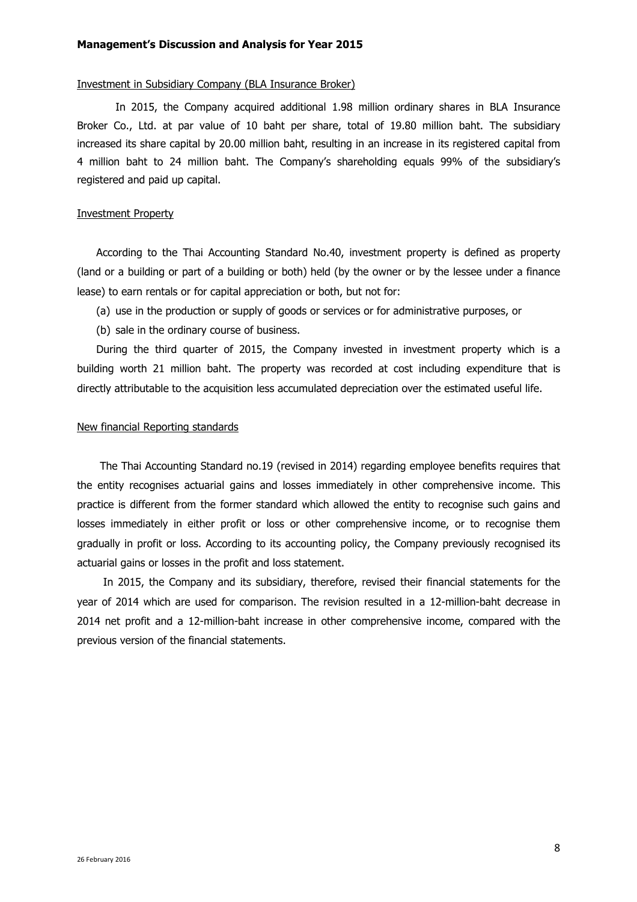## Investment in Subsidiary Company (BLA Insurance Broker)

In 2015, the Company acquired additional 1.98 million ordinary shares in BLA Insurance Broker Co., Ltd. at par value of 10 baht per share, total of 19.80 million baht. The subsidiary increased its share capital by 20.00 million baht, resulting in an increase in its registered capital from 4 million baht to 24 million baht. The Company's shareholding equals 99% of the subsidiary's registered and paid up capital.

## Investment Property

According to the Thai Accounting Standard No.40, investment property is defined as property (land or a building or part of a building or both) held (by the owner or by the lessee under a finance lease) to earn rentals or for capital appreciation or both, but not for:

(a) use in the production or supply of goods or services or for administrative purposes, or

(b) sale in the ordinary course of business.

During the third quarter of 2015, the Company invested in investment property which is a building worth 21 million baht. The property was recorded at cost including expenditure that is directly attributable to the acquisition less accumulated depreciation over the estimated useful life.

## New financial Reporting standards

The Thai Accounting Standard no.19 (revised in 2014) regarding employee benefits requires that the entity recognises actuarial gains and losses immediately in other comprehensive income. This practice is different from the former standard which allowed the entity to recognise such gains and losses immediately in either profit or loss or other comprehensive income, or to recognise them gradually in profit or loss. According to its accounting policy, the Company previously recognised its actuarial gains or losses in the profit and loss statement.

In 2015, the Company and its subsidiary, therefore, revised their financial statements for the year of 2014 which are used for comparison. The revision resulted in a 12-million-baht decrease in 2014 net profit and a 12-million-baht increase in other comprehensive income, compared with the previous version of the financial statements.